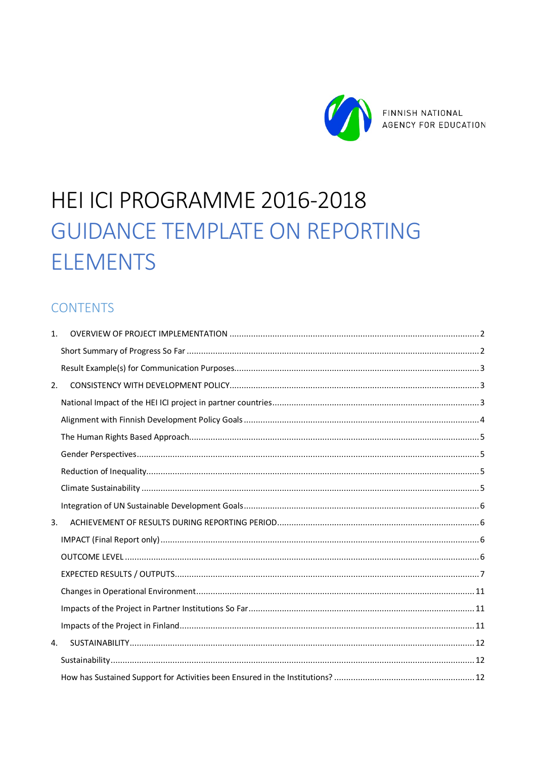FINNISH NATIONAL AGENCY FOR EDUCATION

# HEI ICI PROGRAMME 2016-2018

# GUIDANCE TEMPLATE ON REPORTING ELEMENTS

## CONTENTS

1. OVERVIEW OF PROJECT IMPLEMENTATION ........................................ 2
   - Short Summary of Progress So Far ........................................ 2
   - Result Example(s) for Communication Purposes ........................................ 3
2. CONSISTENCY WITH DEVELOPMENT POLICY ........................................ 3
   - National Impact of the HEI ICI project in partner countries ........................................ 3
   - Alignment with Finnish Development Policy Goals ........................................ 4
   - The Human Rights Based Approach ........................................ 5
   - Gender Perspectives ........................................ 5
   - Reduction of Inequality ........................................ 5
   - Climate Sustainability ........................................ 5
   - Integration of UN Sustainable Development Goals ........................................ 6
3. ACHIEVEMENT OF RESULTS DURING REPORTING PERIOD ........................................ 6
   - IMPACT (Final Report only) ........................................ 6
   - OUTCOME LEVEL ........................................ 6
   - EXPECTED RESULTS / OUTPUTS ........................................ 7
   - Changes in Operational Environment ........................................ 11
   - Impacts of the Project in Partner Institutions So Far ........................................ 11
   - Impacts of the Project in Finland ........................................ 11
4. SUSTAINABILITY ........................................ 12
   - Sustainability ........................................ 12
   - How has Sustained Support for Activities been Ensured in the Institutions? ........................................ 12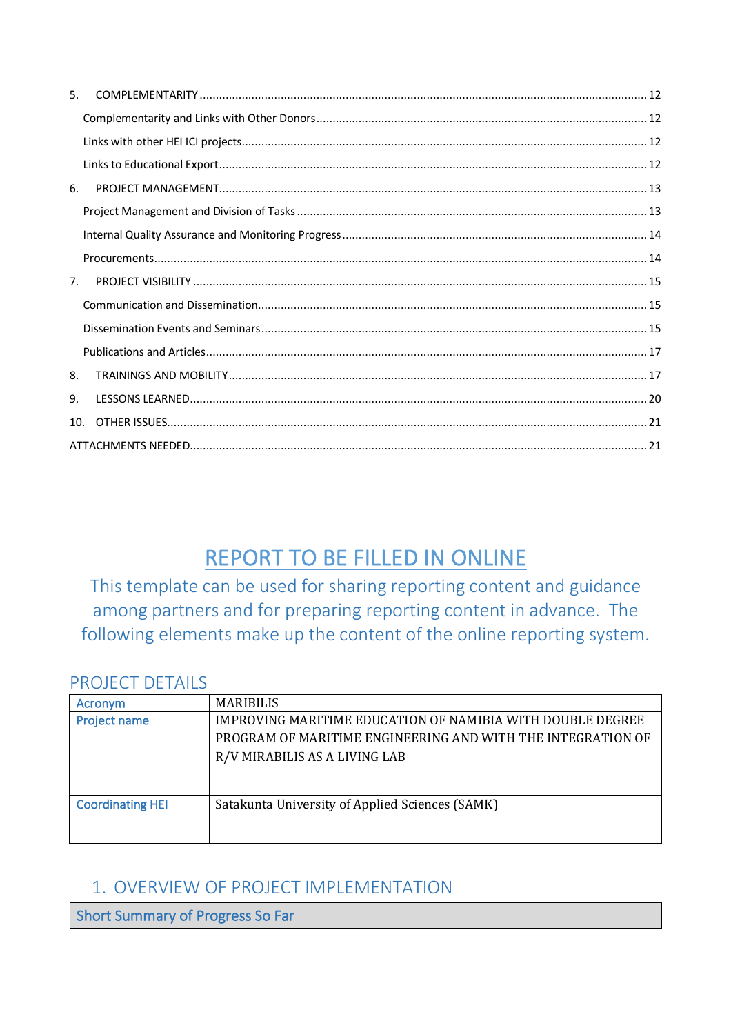5. COMPLEMENTARITY ..... 12

   Complementarity and Links with Other Donors ..... 12

   Links with other HEI ICI projects ..... 12

   Links to Educational Export ..... 12

6. PROJECT MANAGEMENT ..... 13

   Project Management and Division of Tasks ..... 13

   Internal Quality Assurance and Monitoring Progress ..... 14

   Procurements ..... 14

7. PROJECT VISIBILITY ..... 15

   Communication and Dissemination ..... 15

   Dissemination Events and Seminars ..... 15

   Publications and Articles ..... 17

8. TRAININGS AND MOBILITY ..... 17

9. LESSONS LEARNED ..... 20

10. OTHER ISSUES ..... 21

ATTACHMENTS NEEDED ..... 21

# REPORT TO BE FILLED IN ONLINE

This template can be used for sharing reporting content and guidance among partners and for preparing reporting content in advance. The following elements make up the content of the online reporting system.

## PROJECT DETAILS

| | |
|---|---|
| Acronym | MARIBILIS |
| Project name | IMPROVING MARITIME EDUCATION OF NAMIBIA WITH DOUBLE DEGREE PROGRAM OF MARITIME ENGINEERING AND WITH THE INTEGRATION OF R/V MIRABILIS AS A LIVING LAB |
| Coordinating HEI | Satakunta University of Applied Sciences (SAMK) |

## 1. OVERVIEW OF PROJECT IMPLEMENTATION

### Short Summary of Progress So Far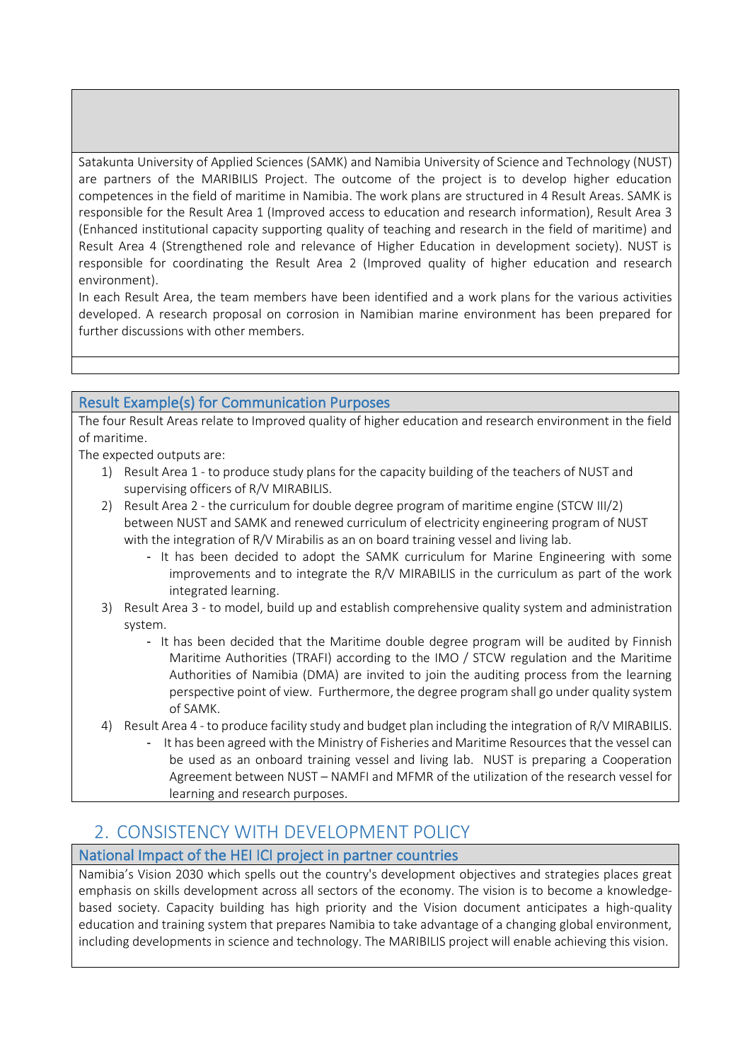Satakunta University of Applied Sciences (SAMK) and Namibia University of Science and Technology (NUST) are partners of the MARIBILIS Project. The outcome of the project is to develop higher education competences in the field of maritime in Namibia. The work plans are structured in 4 Result Areas. SAMK is responsible for the Result Area 1 (Improved access to education and research information), Result Area 3 (Enhanced institutional capacity supporting quality of teaching and research in the field of maritime) and Result Area 4 (Strengthened role and relevance of Higher Education in development society). NUST is responsible for coordinating the Result Area 2 (Improved quality of higher education and research environment).

In each Result Area, the team members have been identified and a work plans for the various activities developed. A research proposal on corrosion in Namibian marine environment has been prepared for further discussions with other members.

### Result Example(s) for Communication Purposes

The four Result Areas relate to Improved quality of higher education and research environment in the field of maritime.

The expected outputs are:

1) Result Area 1 - to produce study plans for the capacity building of the teachers of NUST and supervising officers of R/V MIRABILIS.
2) Result Area 2 - the curriculum for double degree program of maritime engine (STCW III/2) between NUST and SAMK and renewed curriculum of electricity engineering program of NUST with the integration of R/V Mirabilis as an on board training vessel and living lab.
   - It has been decided to adopt the SAMK curriculum for Marine Engineering with some improvements and to integrate the R/V MIRABILIS in the curriculum as part of the work integrated learning.
3) Result Area 3 - to model, build up and establish comprehensive quality system and administration system.
   - It has been decided that the Maritime double degree program will be audited by Finnish Maritime Authorities (TRAFI) according to the IMO / STCW regulation and the Maritime Authorities of Namibia (DMA) are invited to join the auditing process from the learning perspective point of view. Furthermore, the degree program shall go under quality system of SAMK.
4) Result Area 4 - to produce facility study and budget plan including the integration of R/V MIRABILIS.
   - It has been agreed with the Ministry of Fisheries and Maritime Resources that the vessel can be used as an onboard training vessel and living lab. NUST is preparing a Cooperation Agreement between NUST – NAMFI and MFMR of the utilization of the research vessel for learning and research purposes.

## 2. CONSISTENCY WITH DEVELOPMENT POLICY

### National Impact of the HEI ICI project in partner countries

Namibia's Vision 2030 which spells out the country's development objectives and strategies places great emphasis on skills development across all sectors of the economy. The vision is to become a knowledge-based society. Capacity building has high priority and the Vision document anticipates a high-quality education and training system that prepares Namibia to take advantage of a changing global environment, including developments in science and technology. The MARIBILIS project will enable achieving this vision.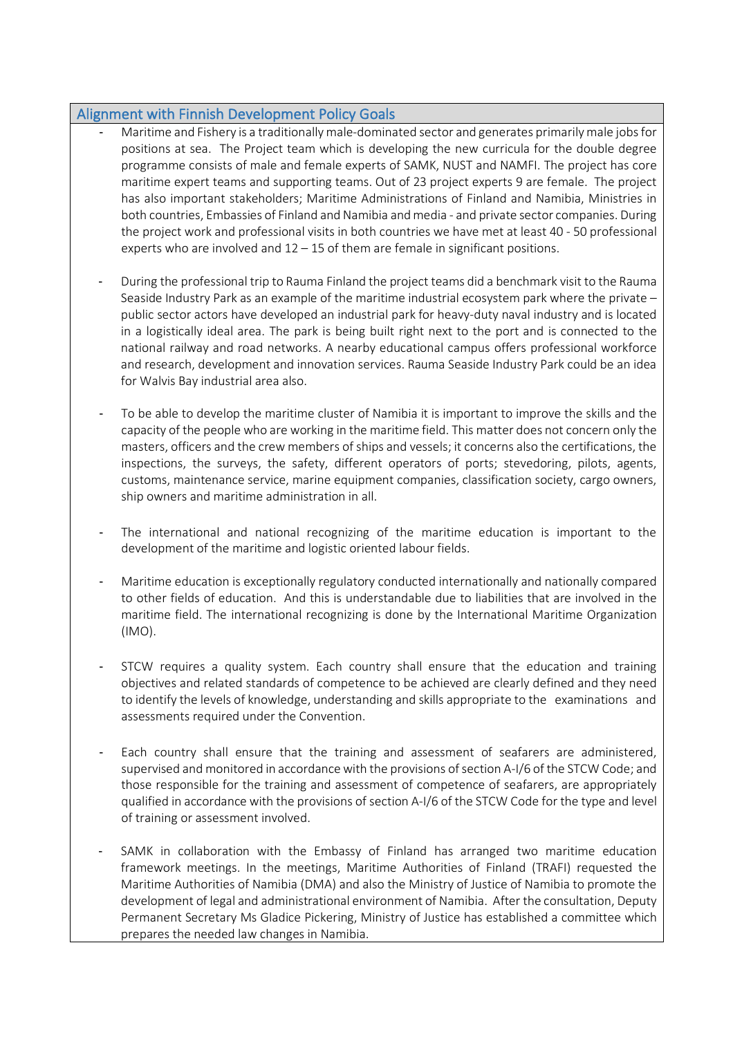## Alignment with Finnish Development Policy Goals

- Maritime and Fishery is a traditionally male-dominated sector and generates primarily male jobs for positions at sea. The Project team which is developing the new curricula for the double degree programme consists of male and female experts of SAMK, NUST and NAMFI. The project has core maritime expert teams and supporting teams. Out of 23 project experts 9 are female. The project has also important stakeholders; Maritime Administrations of Finland and Namibia, Ministries in both countries, Embassies of Finland and Namibia and media - and private sector companies. During the project work and professional visits in both countries we have met at least 40 - 50 professional experts who are involved and 12 – 15 of them are female in significant positions.

- During the professional trip to Rauma Finland the project teams did a benchmark visit to the Rauma Seaside Industry Park as an example of the maritime industrial ecosystem park where the private – public sector actors have developed an industrial park for heavy-duty naval industry and is located in a logistically ideal area. The park is being built right next to the port and is connected to the national railway and road networks. A nearby educational campus offers professional workforce and research, development and innovation services. Rauma Seaside Industry Park could be an idea for Walvis Bay industrial area also.

- To be able to develop the maritime cluster of Namibia it is important to improve the skills and the capacity of the people who are working in the maritime field. This matter does not concern only the masters, officers and the crew members of ships and vessels; it concerns also the certifications, the inspections, the surveys, the safety, different operators of ports; stevedoring, pilots, agents, customs, maintenance service, marine equipment companies, classification society, cargo owners, ship owners and maritime administration in all.

- The international and national recognizing of the maritime education is important to the development of the maritime and logistic oriented labour fields.

- Maritime education is exceptionally regulatory conducted internationally and nationally compared to other fields of education. And this is understandable due to liabilities that are involved in the maritime field. The international recognizing is done by the International Maritime Organization (IMO).

- STCW requires a quality system. Each country shall ensure that the education and training objectives and related standards of competence to be achieved are clearly defined and they need to identify the levels of knowledge, understanding and skills appropriate to the examinations and assessments required under the Convention.

- Each country shall ensure that the training and assessment of seafarers are administered, supervised and monitored in accordance with the provisions of section A-I/6 of the STCW Code; and those responsible for the training and assessment of competence of seafarers, are appropriately qualified in accordance with the provisions of section A-I/6 of the STCW Code for the type and level of training or assessment involved.

- SAMK in collaboration with the Embassy of Finland has arranged two maritime education framework meetings. In the meetings, Maritime Authorities of Finland (TRAFI) requested the Maritime Authorities of Namibia (DMA) and also the Ministry of Justice of Namibia to promote the development of legal and administrational environment of Namibia. After the consultation, Deputy Permanent Secretary Ms Gladice Pickering, Ministry of Justice has established a committee which prepares the needed law changes in Namibia.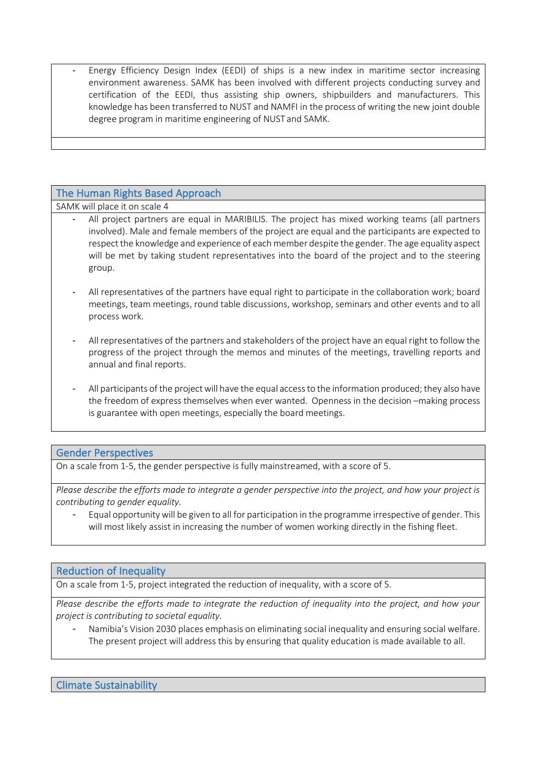- Energy Efficiency Design Index (EEDI) of ships is a new index in maritime sector increasing environment awareness. SAMK has been involved with different projects conducting survey and certification of the EEDI, thus assisting ship owners, shipbuilders and manufacturers. This knowledge has been transferred to NUST and NAMFI in the process of writing the new joint double degree program in maritime engineering of NUST and SAMK.

## The Human Rights Based Approach

SAMK will place it on scale 4

- All project partners are equal in MARIBILIS. The project has mixed working teams (all partners involved). Male and female members of the project are equal and the participants are expected to respect the knowledge and experience of each member despite the gender. The age equality aspect will be met by taking student representatives into the board of the project and to the steering group.

- All representatives of the partners have equal right to participate in the collaboration work; board meetings, team meetings, round table discussions, workshop, seminars and other events and to all process work.

- All representatives of the partners and stakeholders of the project have an equal right to follow the progress of the project through the memos and minutes of the meetings, travelling reports and annual and final reports.

- All participants of the project will have the equal access to the information produced; they also have the freedom of express themselves when ever wanted. Openness in the decision –making process is guarantee with open meetings, especially the board meetings.

## Gender Perspectives

On a scale from 1-5, the gender perspective is fully mainstreamed, with a score of 5.

*Please describe the efforts made to integrate a gender perspective into the project, and how your project is contributing to gender equality.*

- Equal opportunity will be given to all for participation in the programme irrespective of gender. This will most likely assist in increasing the number of women working directly in the fishing fleet.

## Reduction of Inequality

On a scale from 1-5, project integrated the reduction of inequality, with a score of 5.

*Please describe the efforts made to integrate the reduction of inequality into the project, and how your project is contributing to societal equality.*

- Namibia's Vision 2030 places emphasis on eliminating social inequality and ensuring social welfare. The present project will address this by ensuring that quality education is made available to all.

## Climate Sustainability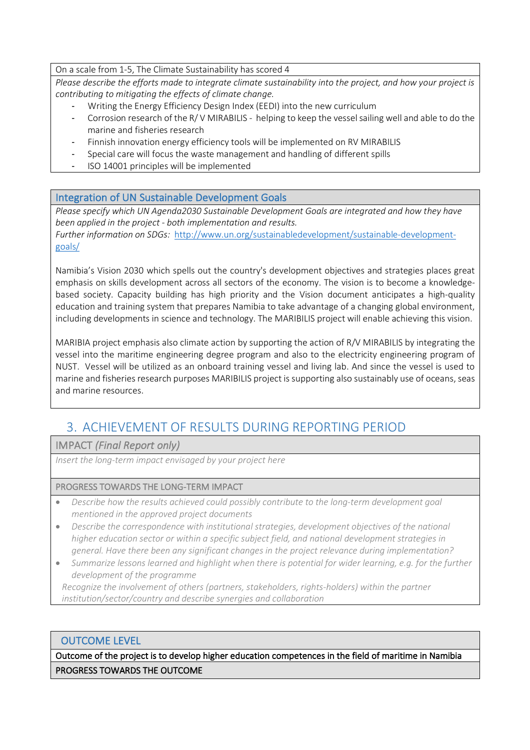On a scale from 1-5, The Climate Sustainability has scored 4

*Please describe the efforts made to integrate climate sustainability into the project, and how your project is contributing to mitigating the effects of climate change.*

- Writing the Energy Efficiency Design Index (EEDI) into the new curriculum
- Corrosion research of the R/ V MIRABILIS - helping to keep the vessel sailing well and able to do the marine and fisheries research
- Finnish innovation energy efficiency tools will be implemented on RV MIRABILIS
- Special care will focus the waste management and handling of different spills
- ISO 14001 principles will be implemented

## Integration of UN Sustainable Development Goals

*Please specify which UN Agenda2030 Sustainable Development Goals are integrated and how they have been applied in the project - both implementation and results.*

*Further information on SDGs:* http://www.un.org/sustainabledevelopment/sustainable-development-goals/

Namibia's Vision 2030 which spells out the country's development objectives and strategies places great emphasis on skills development across all sectors of the economy. The vision is to become a knowledge-based society. Capacity building has high priority and the Vision document anticipates a high-quality education and training system that prepares Namibia to take advantage of a changing global environment, including developments in science and technology. The MARIBILIS project will enable achieving this vision.

MARIBIA project emphasis also climate action by supporting the action of R/V MIRABILIS by integrating the vessel into the maritime engineering degree program and also to the electricity engineering program of NUST. Vessel will be utilized as an onboard training vessel and living lab. And since the vessel is used to marine and fisheries research purposes MARIBILIS project is supporting also sustainably use of oceans, seas and marine resources.

# 3. ACHIEVEMENT OF RESULTS DURING REPORTING PERIOD

## IMPACT *(Final Report only)*

*Insert the long-term impact envisaged by your project here*

### PROGRESS TOWARDS THE LONG-TERM IMPACT

- *Describe how the results achieved could possibly contribute to the long-term development goal mentioned in the approved project documents*
- *Describe the correspondence with institutional strategies, development objectives of the national higher education sector or within a specific subject field, and national development strategies in general. Have there been any significant changes in the project relevance during implementation?*
- *Summarize lessons learned and highlight when there is potential for wider learning, e.g. for the further development of the programme*

*Recognize the involvement of others (partners, stakeholders, rights-holders) within the partner institution/sector/country and describe synergies and collaboration*

## OUTCOME LEVEL

Outcome of the project is to develop higher education competences in the field of maritime in Namibia

### PROGRESS TOWARDS THE OUTCOME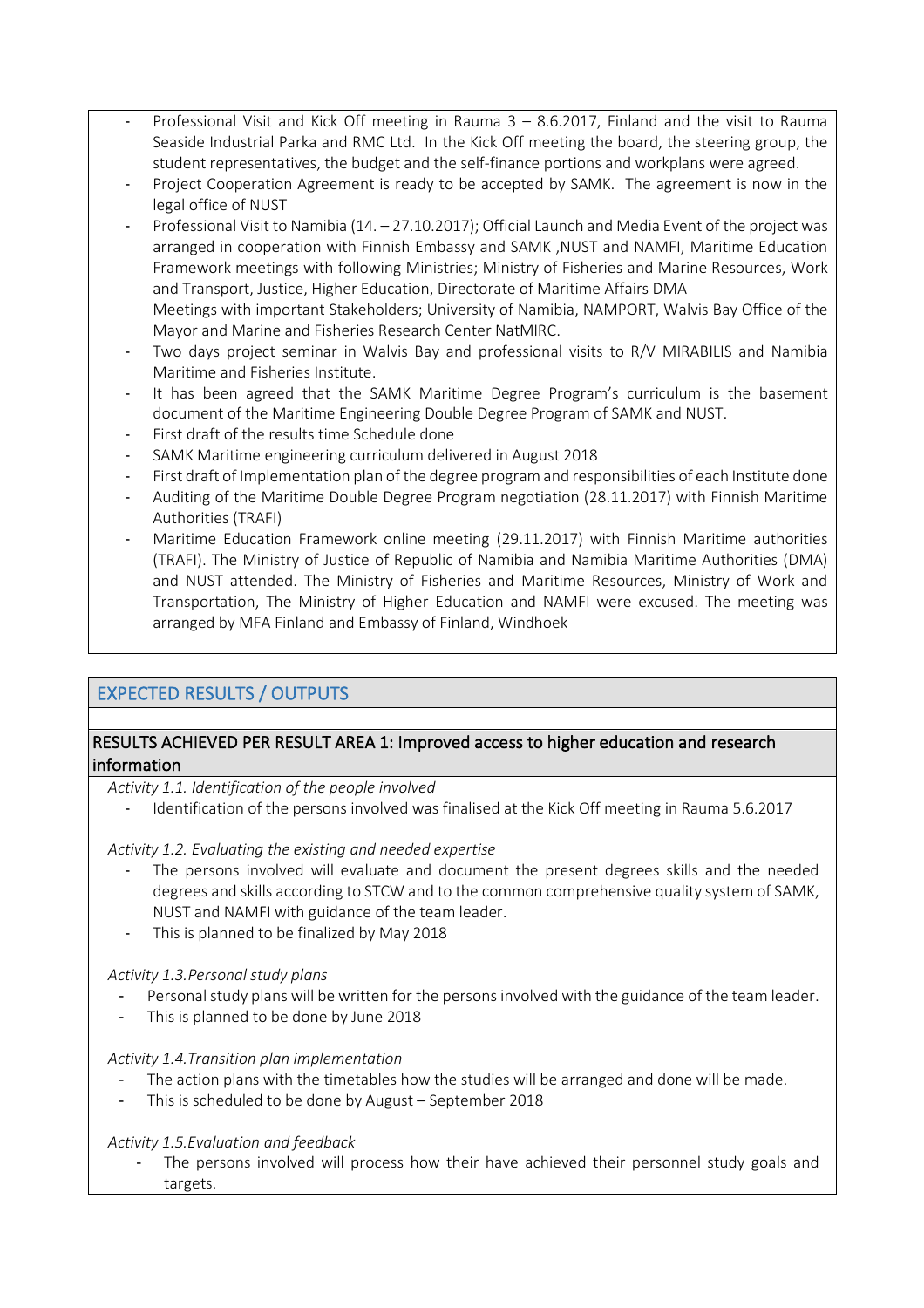- Professional Visit and Kick Off meeting in Rauma 3 – 8.6.2017, Finland and the visit to Rauma Seaside Industrial Parka and RMC Ltd. In the Kick Off meeting the board, the steering group, the student representatives, the budget and the self-finance portions and workplans were agreed.
- Project Cooperation Agreement is ready to be accepted by SAMK. The agreement is now in the legal office of NUST
- Professional Visit to Namibia (14. – 27.10.2017); Official Launch and Media Event of the project was arranged in cooperation with Finnish Embassy and SAMK ,NUST and NAMFI, Maritime Education Framework meetings with following Ministries; Ministry of Fisheries and Marine Resources, Work and Transport, Justice, Higher Education, Directorate of Maritime Affairs DMA
  Meetings with important Stakeholders; University of Namibia, NAMPORT, Walvis Bay Office of the Mayor and Marine and Fisheries Research Center NatMIRC.
- Two days project seminar in Walvis Bay and professional visits to R/V MIRABILIS and Namibia Maritime and Fisheries Institute.
- It has been agreed that the SAMK Maritime Degree Program's curriculum is the basement document of the Maritime Engineering Double Degree Program of SAMK and NUST.
- First draft of the results time Schedule done
- SAMK Maritime engineering curriculum delivered in August 2018
- First draft of Implementation plan of the degree program and responsibilities of each Institute done
- Auditing of the Maritime Double Degree Program negotiation (28.11.2017) with Finnish Maritime Authorities (TRAFI)
- Maritime Education Framework online meeting (29.11.2017) with Finnish Maritime authorities (TRAFI). The Ministry of Justice of Republic of Namibia and Namibia Maritime Authorities (DMA) and NUST attended. The Ministry of Fisheries and Maritime Resources, Ministry of Work and Transportation, The Ministry of Higher Education and NAMFI were excused. The meeting was arranged by MFA Finland and Embassy of Finland, Windhoek

## EXPECTED RESULTS / OUTPUTS

### RESULTS ACHIEVED PER RESULT AREA 1: Improved access to higher education and research information

*Activity 1.1. Identification of the people involved*

- Identification of the persons involved was finalised at the Kick Off meeting in Rauma 5.6.2017

*Activity 1.2. Evaluating the existing and needed expertise*

- The persons involved will evaluate and document the present degrees skills and the needed degrees and skills according to STCW and to the common comprehensive quality system of SAMK, NUST and NAMFI with guidance of the team leader.
- This is planned to be finalized by May 2018

*Activity 1.3.Personal study plans*

- Personal study plans will be written for the persons involved with the guidance of the team leader.
- This is planned to be done by June 2018

*Activity 1.4.Transition plan implementation*

- The action plans with the timetables how the studies will be arranged and done will be made.
- This is scheduled to be done by August – September 2018

*Activity 1.5.Evaluation and feedback*

- The persons involved will process how their have achieved their personnel study goals and targets.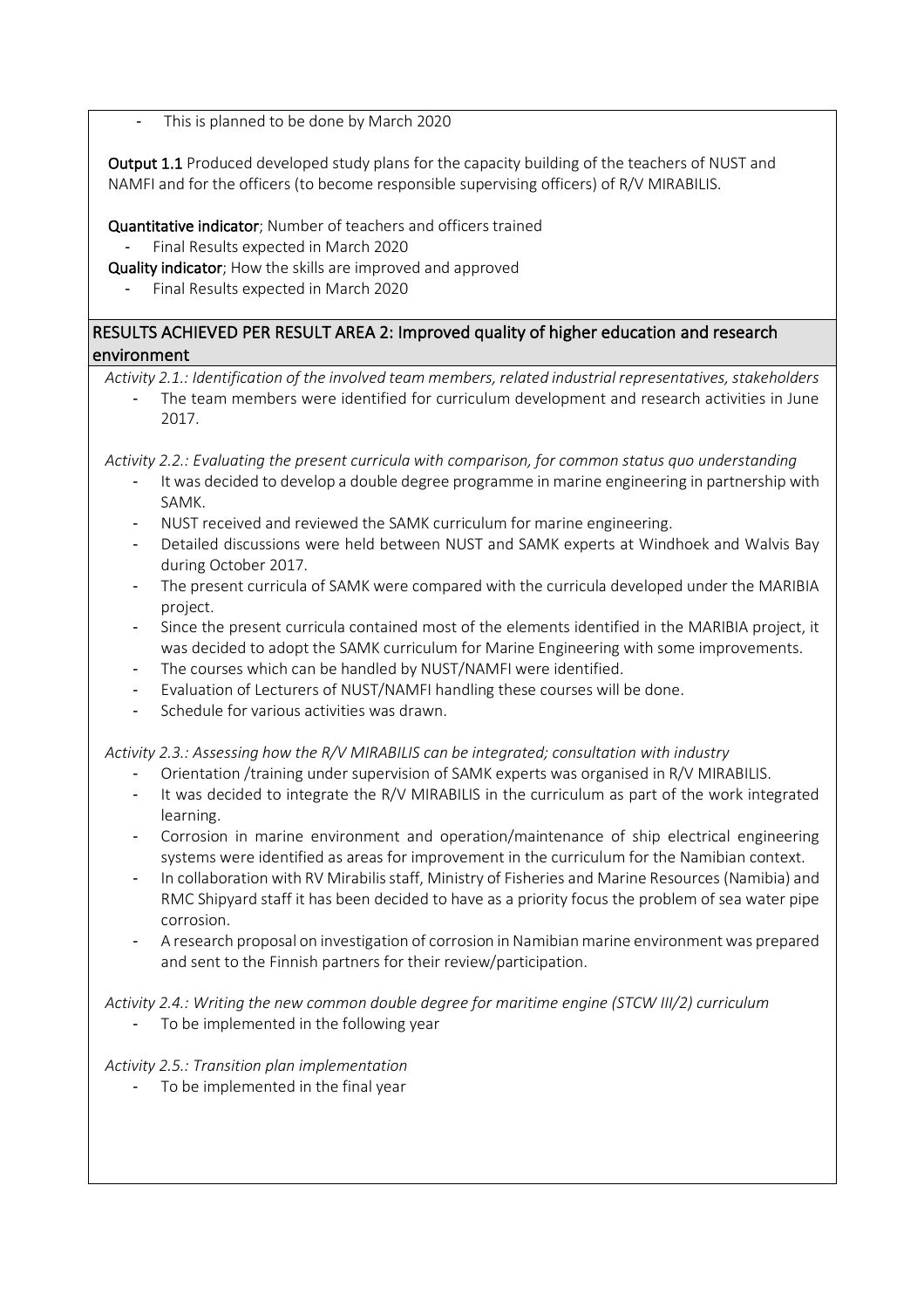- This is planned to be done by March 2020

**Output 1.1** Produced developed study plans for the capacity building of the teachers of NUST and NAMFI and for the officers (to become responsible supervising officers) of R/V MIRABILIS.

**Quantitative indicator**; Number of teachers and officers trained

- Final Results expected in March 2020

**Quality indicator**; How the skills are improved and approved

- Final Results expected in March 2020

## RESULTS ACHIEVED PER RESULT AREA 2: Improved quality of higher education and research environment

*Activity 2.1.: Identification of the involved team members, related industrial representatives, stakeholders*

- The team members were identified for curriculum development and research activities in June 2017.

*Activity 2.2.: Evaluating the present curricula with comparison, for common status quo understanding*

- It was decided to develop a double degree programme in marine engineering in partnership with SAMK.
- NUST received and reviewed the SAMK curriculum for marine engineering.
- Detailed discussions were held between NUST and SAMK experts at Windhoek and Walvis Bay during October 2017.
- The present curricula of SAMK were compared with the curricula developed under the MARIBIA project.
- Since the present curricula contained most of the elements identified in the MARIBIA project, it was decided to adopt the SAMK curriculum for Marine Engineering with some improvements.
- The courses which can be handled by NUST/NAMFI were identified.
- Evaluation of Lecturers of NUST/NAMFI handling these courses will be done.
- Schedule for various activities was drawn.

*Activity 2.3.: Assessing how the R/V MIRABILIS can be integrated; consultation with industry*

- Orientation /training under supervision of SAMK experts was organised in R/V MIRABILIS.
- It was decided to integrate the R/V MIRABILIS in the curriculum as part of the work integrated learning.
- Corrosion in marine environment and operation/maintenance of ship electrical engineering systems were identified as areas for improvement in the curriculum for the Namibian context.
- In collaboration with RV Mirabilis staff, Ministry of Fisheries and Marine Resources (Namibia) and RMC Shipyard staff it has been decided to have as a priority focus the problem of sea water pipe corrosion.
- A research proposal on investigation of corrosion in Namibian marine environment was prepared and sent to the Finnish partners for their review/participation.

*Activity 2.4.: Writing the new common double degree for maritime engine (STCW III/2) curriculum*

- To be implemented in the following year

*Activity 2.5.: Transition plan implementation*

- To be implemented in the final year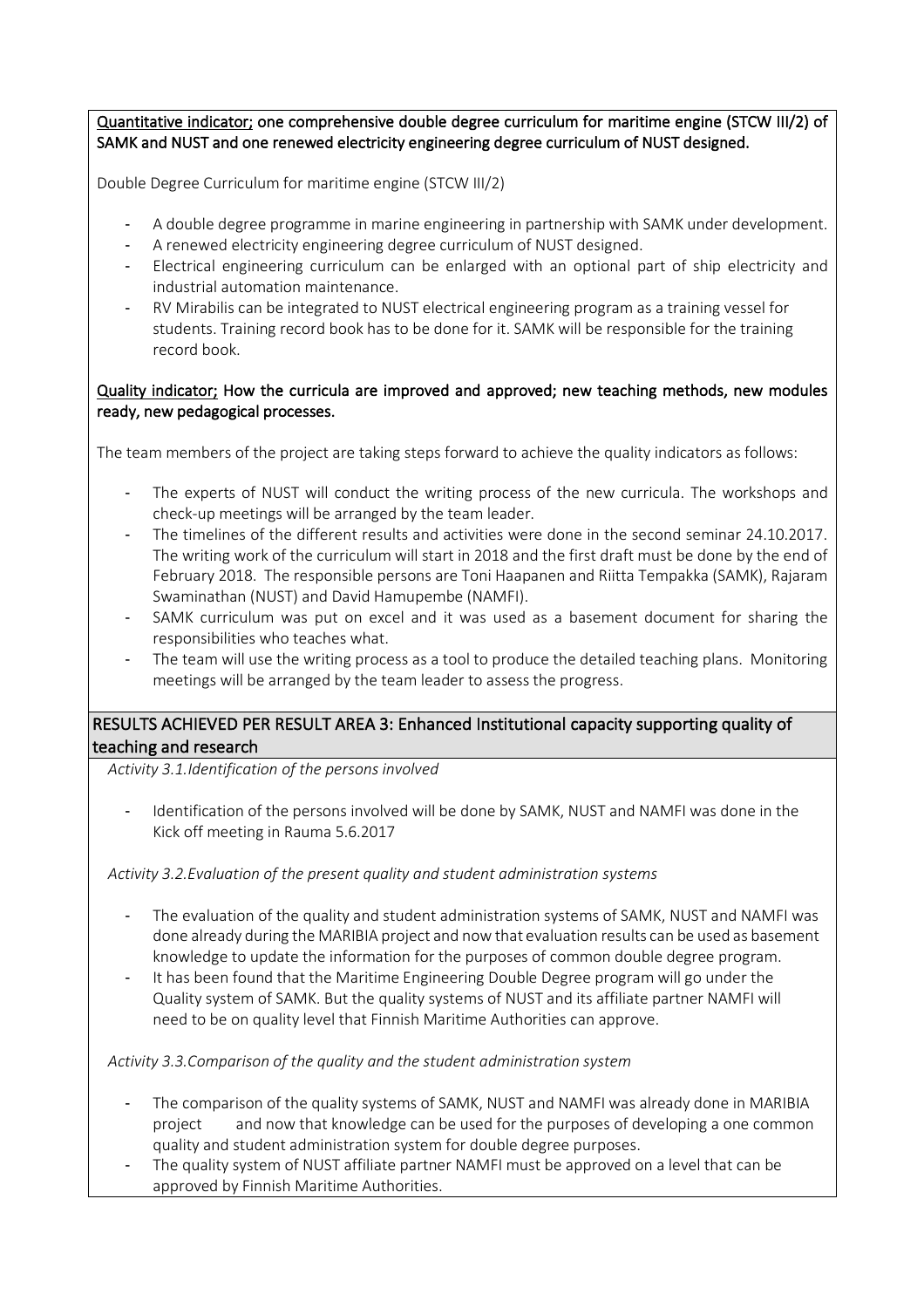<u>Quantitative indicator;</u> **one comprehensive double degree curriculum for maritime engine (STCW III/2) of SAMK and NUST and one renewed electricity engineering degree curriculum of NUST designed.**

Double Degree Curriculum for maritime engine (STCW III/2)

- A double degree programme in marine engineering in partnership with SAMK under development.
- A renewed electricity engineering degree curriculum of NUST designed.
- Electrical engineering curriculum can be enlarged with an optional part of ship electricity and industrial automation maintenance.
- RV Mirabilis can be integrated to NUST electrical engineering program as a training vessel for students. Training record book has to be done for it. SAMK will be responsible for the training record book.

<u>Quality indicator;</u> **How the curricula are improved and approved; new teaching methods, new modules ready, new pedagogical processes.**

The team members of the project are taking steps forward to achieve the quality indicators as follows:

- The experts of NUST will conduct the writing process of the new curricula. The workshops and check-up meetings will be arranged by the team leader.
- The timelines of the different results and activities were done in the second seminar 24.10.2017. The writing work of the curriculum will start in 2018 and the first draft must be done by the end of February 2018. The responsible persons are Toni Haapanen and Riitta Tempakka (SAMK), Rajaram Swaminathan (NUST) and David Hamupembe (NAMFI).
- SAMK curriculum was put on excel and it was used as a basement document for sharing the responsibilities who teaches what.
- The team will use the writing process as a tool to produce the detailed teaching plans. Monitoring meetings will be arranged by the team leader to assess the progress.

## RESULTS ACHIEVED PER RESULT AREA 3: Enhanced Institutional capacity supporting quality of teaching and research

*Activity 3.1.Identification of the persons involved*

- Identification of the persons involved will be done by SAMK, NUST and NAMFI was done in the Kick off meeting in Rauma 5.6.2017

*Activity 3.2.Evaluation of the present quality and student administration systems*

- The evaluation of the quality and student administration systems of SAMK, NUST and NAMFI was done already during the MARIBIA project and now that evaluation results can be used as basement knowledge to update the information for the purposes of common double degree program.
- It has been found that the Maritime Engineering Double Degree program will go under the Quality system of SAMK. But the quality systems of NUST and its affiliate partner NAMFI will need to be on quality level that Finnish Maritime Authorities can approve.

*Activity 3.3.Comparison of the quality and the student administration system*

- The comparison of the quality systems of SAMK, NUST and NAMFI was already done in MARIBIA project and now that knowledge can be used for the purposes of developing a one common quality and student administration system for double degree purposes.
- The quality system of NUST affiliate partner NAMFI must be approved on a level that can be approved by Finnish Maritime Authorities.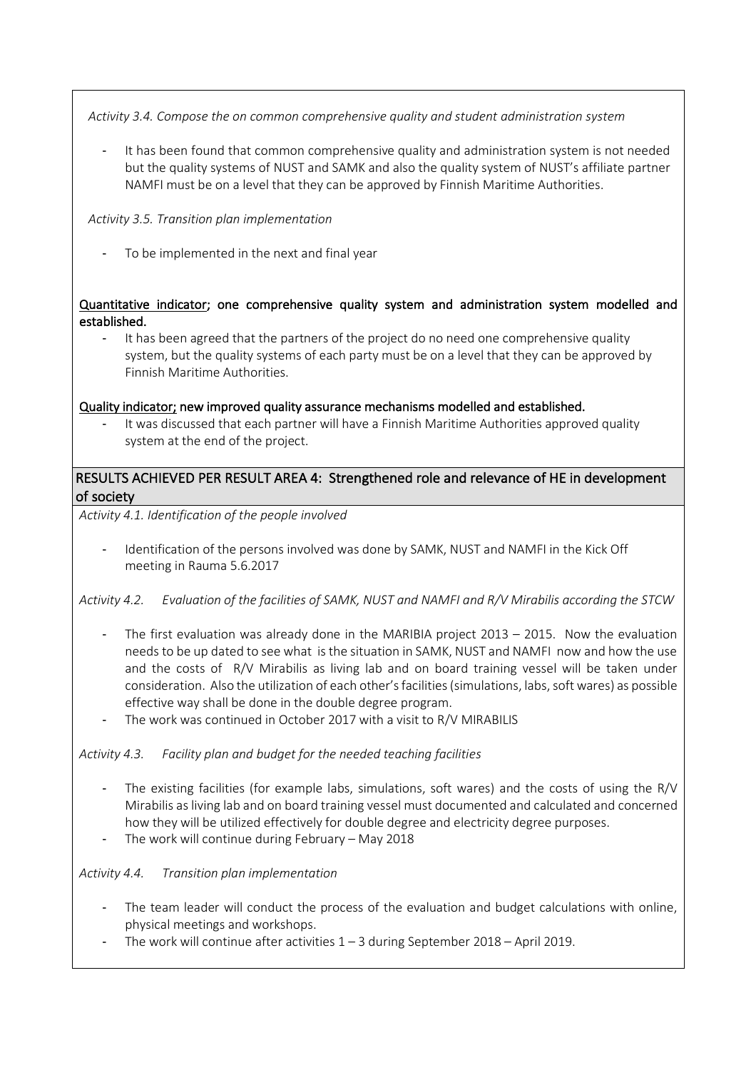*Activity 3.4. Compose the on common comprehensive quality and student administration system*

- It has been found that common comprehensive quality and administration system is not needed but the quality systems of NUST and SAMK and also the quality system of NUST's affiliate partner NAMFI must be on a level that they can be approved by Finnish Maritime Authorities.

*Activity 3.5. Transition plan implementation*

- To be implemented in the next and final year

**Quantitative indicator; one comprehensive quality system and administration system modelled and established.**

- It has been agreed that the partners of the project do no need one comprehensive quality system, but the quality systems of each party must be on a level that they can be approved by Finnish Maritime Authorities.

**Quality indicator; new improved quality assurance mechanisms modelled and established.**

- It was discussed that each partner will have a Finnish Maritime Authorities approved quality system at the end of the project.

## RESULTS ACHIEVED PER RESULT AREA 4: Strengthened role and relevance of HE in development of society

*Activity 4.1. Identification of the people involved*

- Identification of the persons involved was done by SAMK, NUST and NAMFI in the Kick Off meeting in Rauma 5.6.2017

*Activity 4.2. Evaluation of the facilities of SAMK, NUST and NAMFI and R/V Mirabilis according the STCW*

- The first evaluation was already done in the MARIBIA project 2013 – 2015. Now the evaluation needs to be up dated to see what is the situation in SAMK, NUST and NAMFI now and how the use and the costs of R/V Mirabilis as living lab and on board training vessel will be taken under consideration. Also the utilization of each other's facilities (simulations, labs, soft wares) as possible effective way shall be done in the double degree program.
- The work was continued in October 2017 with a visit to R/V MIRABILIS

*Activity 4.3. Facility plan and budget for the needed teaching facilities*

- The existing facilities (for example labs, simulations, soft wares) and the costs of using the R/V Mirabilis as living lab and on board training vessel must documented and calculated and concerned how they will be utilized effectively for double degree and electricity degree purposes.
- The work will continue during February – May 2018

*Activity 4.4. Transition plan implementation*

- The team leader will conduct the process of the evaluation and budget calculations with online, physical meetings and workshops.
- The work will continue after activities 1 – 3 during September 2018 – April 2019.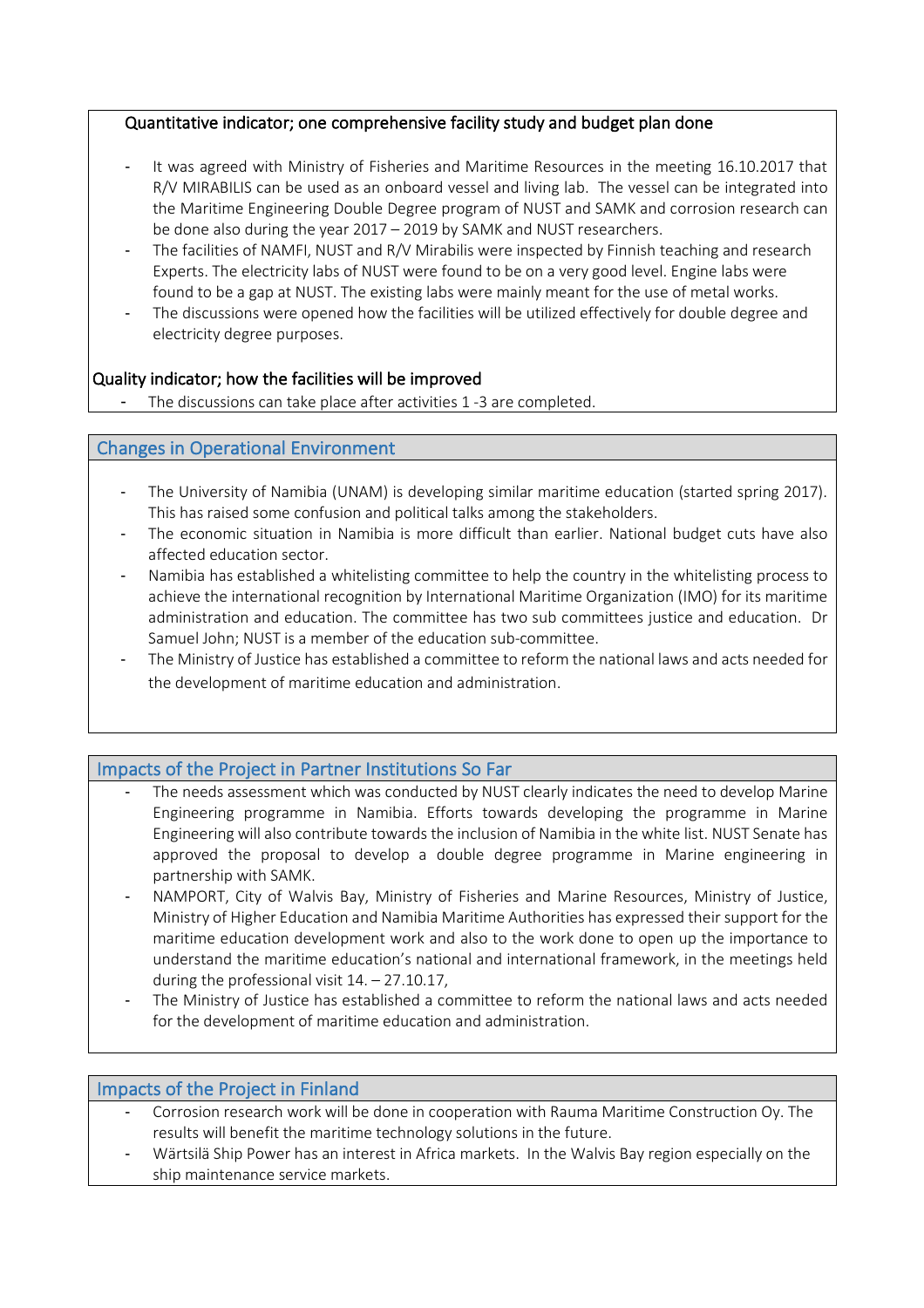Quantitative indicator; one comprehensive facility study and budget plan done

- It was agreed with Ministry of Fisheries and Maritime Resources in the meeting 16.10.2017 that R/V MIRABILIS can be used as an onboard vessel and living lab. The vessel can be integrated into the Maritime Engineering Double Degree program of NUST and SAMK and corrosion research can be done also during the year 2017 – 2019 by SAMK and NUST researchers.
- The facilities of NAMFI, NUST and R/V Mirabilis were inspected by Finnish teaching and research Experts. The electricity labs of NUST were found to be on a very good level. Engine labs were found to be a gap at NUST. The existing labs were mainly meant for the use of metal works.
- The discussions were opened how the facilities will be utilized effectively for double degree and electricity degree purposes.

Quality indicator; how the facilities will be improved

- The discussions can take place after activities 1 -3 are completed.

## Changes in Operational Environment

- The University of Namibia (UNAM) is developing similar maritime education (started spring 2017). This has raised some confusion and political talks among the stakeholders.
- The economic situation in Namibia is more difficult than earlier. National budget cuts have also affected education sector.
- Namibia has established a whitelisting committee to help the country in the whitelisting process to achieve the international recognition by International Maritime Organization (IMO) for its maritime administration and education. The committee has two sub committees justice and education. Dr Samuel John; NUST is a member of the education sub-committee.
- The Ministry of Justice has established a committee to reform the national laws and acts needed for the development of maritime education and administration.

## Impacts of the Project in Partner Institutions So Far

- The needs assessment which was conducted by NUST clearly indicates the need to develop Marine Engineering programme in Namibia. Efforts towards developing the programme in Marine Engineering will also contribute towards the inclusion of Namibia in the white list. NUST Senate has approved the proposal to develop a double degree programme in Marine engineering in partnership with SAMK.
- NAMPORT, City of Walvis Bay, Ministry of Fisheries and Marine Resources, Ministry of Justice, Ministry of Higher Education and Namibia Maritime Authorities has expressed their support for the maritime education development work and also to the work done to open up the importance to understand the maritime education's national and international framework, in the meetings held during the professional visit 14. – 27.10.17,
- The Ministry of Justice has established a committee to reform the national laws and acts needed for the development of maritime education and administration.

## Impacts of the Project in Finland

- Corrosion research work will be done in cooperation with Rauma Maritime Construction Oy. The results will benefit the maritime technology solutions in the future.
- Wärtsilä Ship Power has an interest in Africa markets. In the Walvis Bay region especially on the ship maintenance service markets.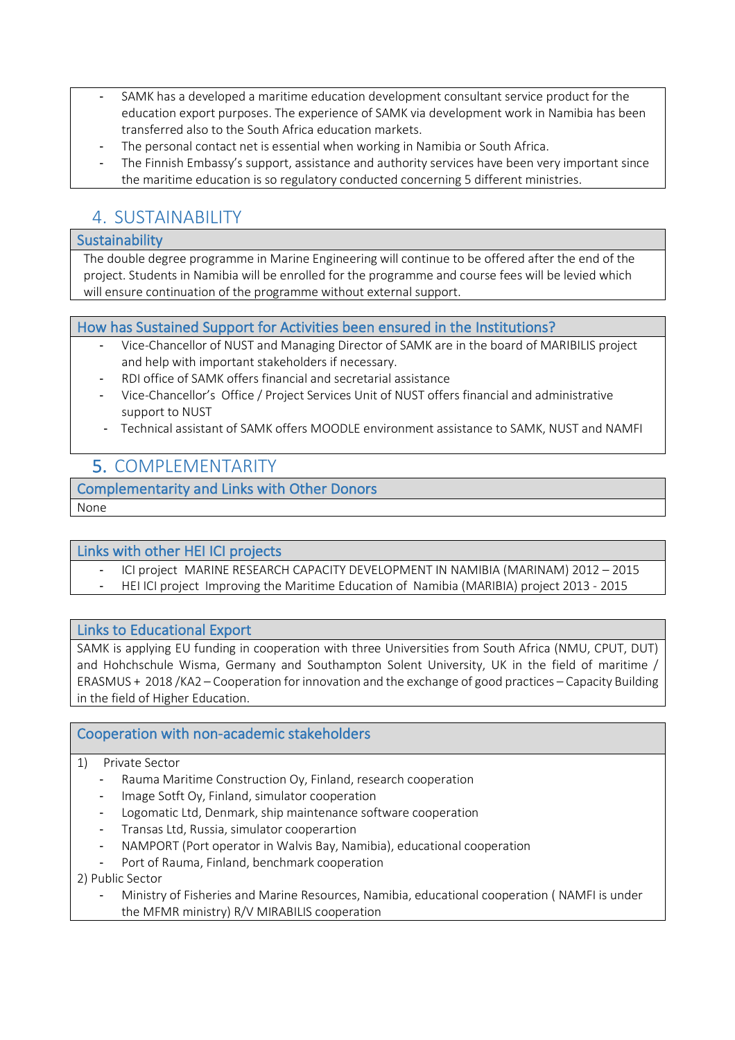- SAMK has a developed a maritime education development consultant service product for the education export purposes. The experience of SAMK via development work in Namibia has been transferred also to the South Africa education markets.
- The personal contact net is essential when working in Namibia or South Africa.
- The Finnish Embassy's support, assistance and authority services have been very important since the maritime education is so regulatory conducted concerning 5 different ministries.

## 4. SUSTAINABILITY

### Sustainability

The double degree programme in Marine Engineering will continue to be offered after the end of the project. Students in Namibia will be enrolled for the programme and course fees will be levied which will ensure continuation of the programme without external support.

### How has Sustained Support for Activities been ensured in the Institutions?

- Vice-Chancellor of NUST and Managing Director of SAMK are in the board of MARIBILIS project and help with important stakeholders if necessary.
- RDI office of SAMK offers financial and secretarial assistance
- Vice-Chancellor's Office / Project Services Unit of NUST offers financial and administrative support to NUST
- Technical assistant of SAMK offers MOODLE environment assistance to SAMK, NUST and NAMFI

## 5. COMPLEMENTARITY

### Complementarity and Links with Other Donors

None

### Links with other HEI ICI projects

- ICI project MARINE RESEARCH CAPACITY DEVELOPMENT IN NAMIBIA (MARINAM) 2012 – 2015
- HEI ICI project Improving the Maritime Education of Namibia (MARIBIA) project 2013 - 2015

### Links to Educational Export

SAMK is applying EU funding in cooperation with three Universities from South Africa (NMU, CPUT, DUT) and Hohchschule Wisma, Germany and Southampton Solent University, UK in the field of maritime / ERASMUS + 2018 /KA2 – Cooperation for innovation and the exchange of good practices – Capacity Building in the field of Higher Education.

### Cooperation with non-academic stakeholders

1) Private Sector
   - Rauma Maritime Construction Oy, Finland, research cooperation
   - Image Sotft Oy, Finland, simulator cooperation
   - Logomatic Ltd, Denmark, ship maintenance software cooperation
   - Transas Ltd, Russia, simulator cooperartion
   - NAMPORT (Port operator in Walvis Bay, Namibia), educational cooperation
   - Port of Rauma, Finland, benchmark cooperation

2) Public Sector
   - Ministry of Fisheries and Marine Resources, Namibia, educational cooperation ( NAMFI is under the MFMR ministry) R/V MIRABILIS cooperation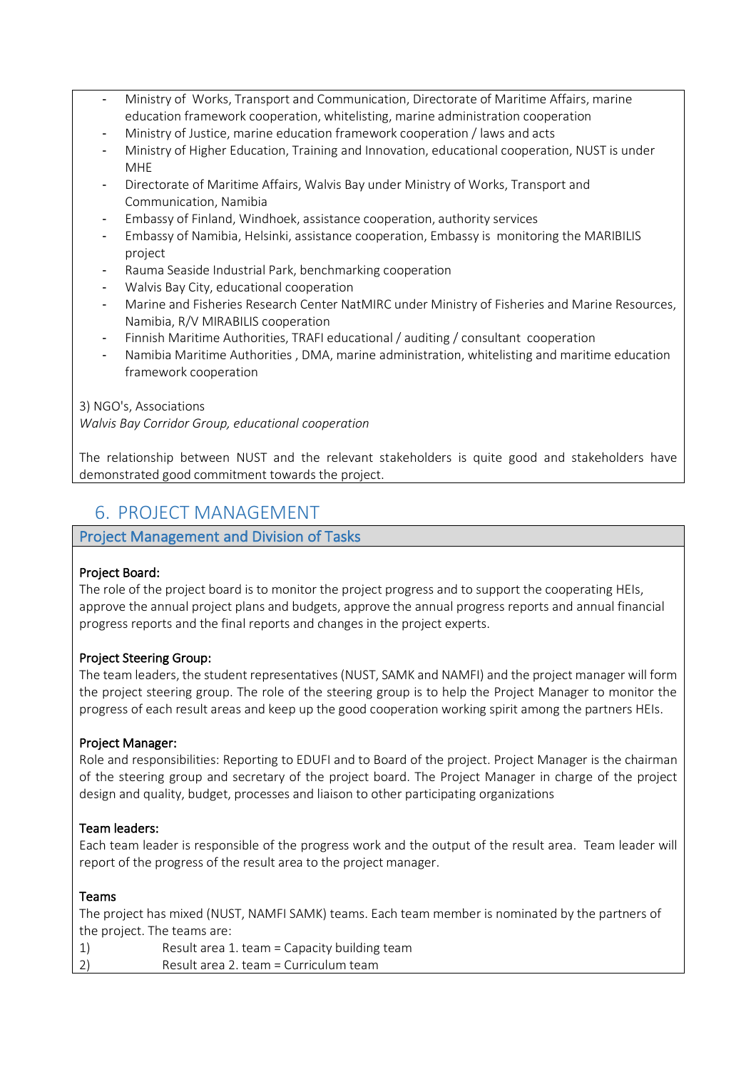- Ministry of Works, Transport and Communication, Directorate of Maritime Affairs, marine education framework cooperation, whitelisting, marine administration cooperation
- Ministry of Justice, marine education framework cooperation / laws and acts
- Ministry of Higher Education, Training and Innovation, educational cooperation, NUST is under MHE
- Directorate of Maritime Affairs, Walvis Bay under Ministry of Works, Transport and Communication, Namibia
- Embassy of Finland, Windhoek, assistance cooperation, authority services
- Embassy of Namibia, Helsinki, assistance cooperation, Embassy is monitoring the MARIBILIS project
- Rauma Seaside Industrial Park, benchmarking cooperation
- Walvis Bay City, educational cooperation
- Marine and Fisheries Research Center NatMIRC under Ministry of Fisheries and Marine Resources, Namibia, R/V MIRABILIS cooperation
- Finnish Maritime Authorities, TRAFI educational / auditing / consultant cooperation
- Namibia Maritime Authorities , DMA, marine administration, whitelisting and maritime education framework cooperation

3) NGO's, Associations
*Walvis Bay Corridor Group, educational cooperation*

The relationship between NUST and the relevant stakeholders is quite good and stakeholders have demonstrated good commitment towards the project.

# 6. PROJECT MANAGEMENT

## Project Management and Division of Tasks

**Project Board:**
The role of the project board is to monitor the project progress and to support the cooperating HEIs, approve the annual project plans and budgets, approve the annual progress reports and annual financial progress reports and the final reports and changes in the project experts.

**Project Steering Group:**
The team leaders, the student representatives (NUST, SAMK and NAMFI) and the project manager will form the project steering group. The role of the steering group is to help the Project Manager to monitor the progress of each result areas and keep up the good cooperation working spirit among the partners HEIs.

**Project Manager:**
Role and responsibilities: Reporting to EDUFI and to Board of the project. Project Manager is the chairman of the steering group and secretary of the project board. The Project Manager in charge of the project design and quality, budget, processes and liaison to other participating organizations

**Team leaders:**
Each team leader is responsible of the progress work and the output of the result area. Team leader will report of the progress of the result area to the project manager.

**Teams**
The project has mixed (NUST, NAMFI SAMK) teams. Each team member is nominated by the partners of the project. The teams are:

1) Result area 1. team = Capacity building team
2) Result area 2. team = Curriculum team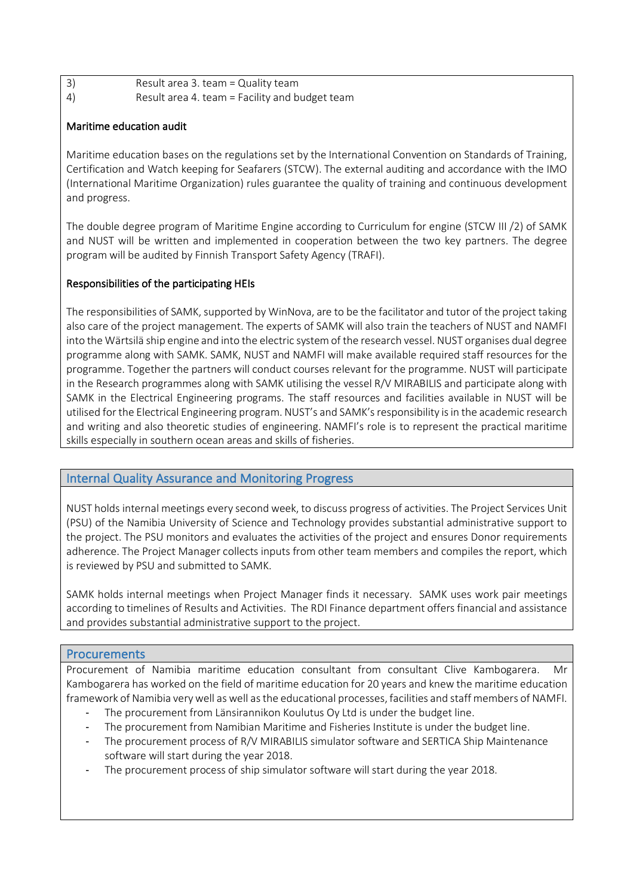| | |
|---|---|
| 3) | Result area 3. team = Quality team |
| 4) | Result area 4. team = Facility and budget team |

**Maritime education audit**

Maritime education bases on the regulations set by the International Convention on Standards of Training, Certification and Watch keeping for Seafarers (STCW). The external auditing and accordance with the IMO (International Maritime Organization) rules guarantee the quality of training and continuous development and progress.

The double degree program of Maritime Engine according to Curriculum for engine (STCW III /2) of SAMK and NUST will be written and implemented in cooperation between the two key partners. The degree program will be audited by Finnish Transport Safety Agency (TRAFI).

**Responsibilities of the participating HEIs**

The responsibilities of SAMK, supported by WinNova, are to be the facilitator and tutor of the project taking also care of the project management. The experts of SAMK will also train the teachers of NUST and NAMFI into the Wärtsilä ship engine and into the electric system of the research vessel. NUST organises dual degree programme along with SAMK. SAMK, NUST and NAMFI will make available required staff resources for the programme. Together the partners will conduct courses relevant for the programme. NUST will participate in the Research programmes along with SAMK utilising the vessel R/V MIRABILIS and participate along with SAMK in the Electrical Engineering programs. The staff resources and facilities available in NUST will be utilised for the Electrical Engineering program. NUST's and SAMK's responsibility is in the academic research and writing and also theoretic studies of engineering. NAMFI's role is to represent the practical maritime skills especially in southern ocean areas and skills of fisheries.

## Internal Quality Assurance and Monitoring Progress

NUST holds internal meetings every second week, to discuss progress of activities. The Project Services Unit (PSU) of the Namibia University of Science and Technology provides substantial administrative support to the project. The PSU monitors and evaluates the activities of the project and ensures Donor requirements adherence. The Project Manager collects inputs from other team members and compiles the report, which is reviewed by PSU and submitted to SAMK.

SAMK holds internal meetings when Project Manager finds it necessary. SAMK uses work pair meetings according to timelines of Results and Activities. The RDI Finance department offers financial and assistance and provides substantial administrative support to the project.

## Procurements

Procurement of Namibia maritime education consultant from consultant Clive Kambogarera. Mr Kambogarera has worked on the field of maritime education for 20 years and knew the maritime education framework of Namibia very well as well as the educational processes, facilities and staff members of NAMFI.

- The procurement from Länsirannikon Koulutus Oy Ltd is under the budget line.
- The procurement from Namibian Maritime and Fisheries Institute is under the budget line.
- The procurement process of R/V MIRABILIS simulator software and SERTICA Ship Maintenance software will start during the year 2018.
- The procurement process of ship simulator software will start during the year 2018.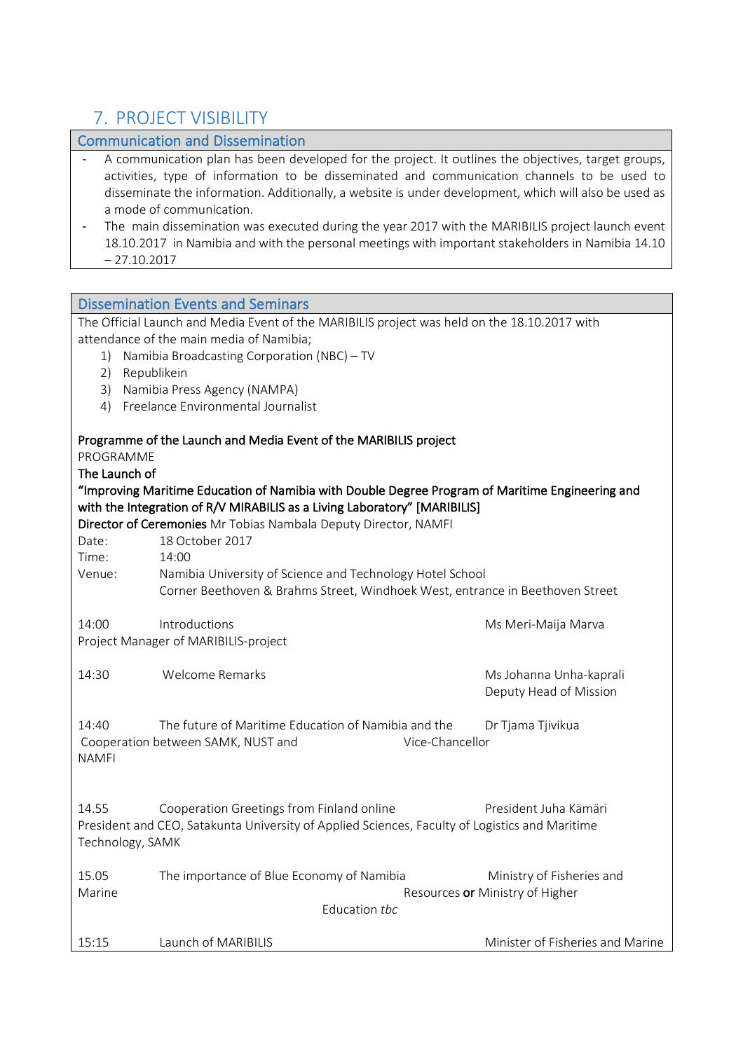## 7. PROJECT VISIBILITY

### Communication and Dissemination

- A communication plan has been developed for the project. It outlines the objectives, target groups, activities, type of information to be disseminated and communication channels to be used to disseminate the information. Additionally, a website is under development, which will also be used as a mode of communication.
- The main dissemination was executed during the year 2017 with the MARIBILIS project launch event 18.10.2017 in Namibia and with the personal meetings with important stakeholders in Namibia 14.10 – 27.10.2017

### Dissemination Events and Seminars

The Official Launch and Media Event of the MARIBILIS project was held on the 18.10.2017 with attendance of the main media of Namibia;

1) Namibia Broadcasting Corporation (NBC) – TV
2) Republikein
3) Namibia Press Agency (NAMPA)
4) Freelance Environmental Journalist

**Programme of the Launch and Media Event of the MARIBILIS project**

PROGRAMME

**The Launch of**

**"Improving Maritime Education of Namibia with Double Degree Program of Maritime Engineering and with the Integration of R/V MIRABILIS as a Living Laboratory" [MARIBILIS]**

**Director of Ceremonies** Mr Tobias Nambala Deputy Director, NAMFI

Date: 18 October 2017

Time: 14:00

Venue: Namibia University of Science and Technology Hotel School
Corner Beethoven & Brahms Street, Windhoek West, entrance in Beethoven Street

| Time | Item | Speaker |
|---|---|---|
| 14:00 | Introductions | Ms Meri-Maija Marva<br>Project Manager of MARIBILIS-project |
| 14:30 | Welcome Remarks | Ms Johanna Unha-kaprali<br>Deputy Head of Mission |
| 14:40 | The future of Maritime Education of Namibia and the Cooperation between SAMK, NUST and NAMFI | Dr Tjama Tjivikua<br>Vice-Chancellor |
| 14.55 | Cooperation Greetings from Finland online | President Juha Kämäri<br>President and CEO, Satakunta University of Applied Sciences, Faculty of Logistics and Maritime Technology, SAMK |
| 15.05 | The importance of Blue Economy of Namibia | Ministry of Fisheries and Marine Resources **or** Ministry of Higher Education *tbc* |
| 15:15 | Launch of MARIBILIS | Minister of Fisheries and Marine |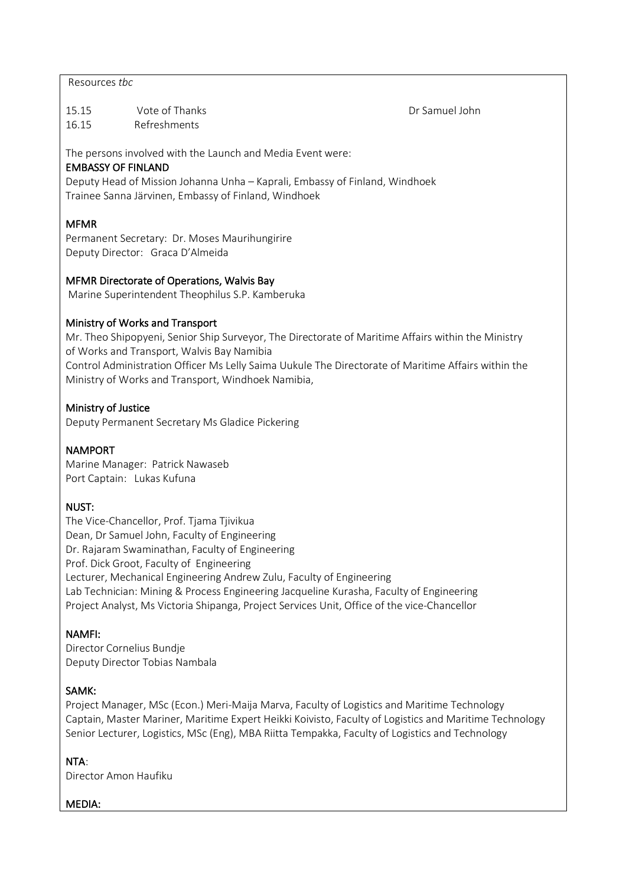Resources *tbc*

| | | |
|---|---|---|
| 15.15 | Vote of Thanks | Dr Samuel John |
| 16.15 | Refreshments | |

The persons involved with the Launch and Media Event were:

**EMBASSY OF FINLAND**

Deputy Head of Mission Johanna Unha – Kaprali, Embassy of Finland, Windhoek
Trainee Sanna Järvinen, Embassy of Finland, Windhoek

**MFMR**

Permanent Secretary: Dr. Moses Maurihungirire
Deputy Director: Graca D'Almeida

**MFMR Directorate of Operations, Walvis Bay**

Marine Superintendent Theophilus S.P. Kamberuka

**Ministry of Works and Transport**

Mr. Theo Shipopyeni, Senior Ship Surveyor, The Directorate of Maritime Affairs within the Ministry of Works and Transport, Walvis Bay Namibia
Control Administration Officer Ms Lelly Saima Uukule The Directorate of Maritime Affairs within the Ministry of Works and Transport, Windhoek Namibia,

**Ministry of Justice**

Deputy Permanent Secretary Ms Gladice Pickering

**NAMPORT**

Marine Manager: Patrick Nawaseb
Port Captain: Lukas Kufuna

**NUST:**

The Vice-Chancellor, Prof. Tjama Tjivikua
Dean, Dr Samuel John, Faculty of Engineering
Dr. Rajaram Swaminathan, Faculty of Engineering
Prof. Dick Groot, Faculty of Engineering
Lecturer, Mechanical Engineering Andrew Zulu, Faculty of Engineering
Lab Technician: Mining & Process Engineering Jacqueline Kurasha, Faculty of Engineering
Project Analyst, Ms Victoria Shipanga, Project Services Unit, Office of the vice-Chancellor

**NAMFI:**

Director Cornelius Bundje
Deputy Director Tobias Nambala

**SAMK:**

Project Manager, MSc (Econ.) Meri-Maija Marva, Faculty of Logistics and Maritime Technology
Captain, Master Mariner, Maritime Expert Heikki Koivisto, Faculty of Logistics and Maritime Technology
Senior Lecturer, Logistics, MSc (Eng), MBA Riitta Tempakka, Faculty of Logistics and Technology

**NTA:**

Director Amon Haufiku

**MEDIA:**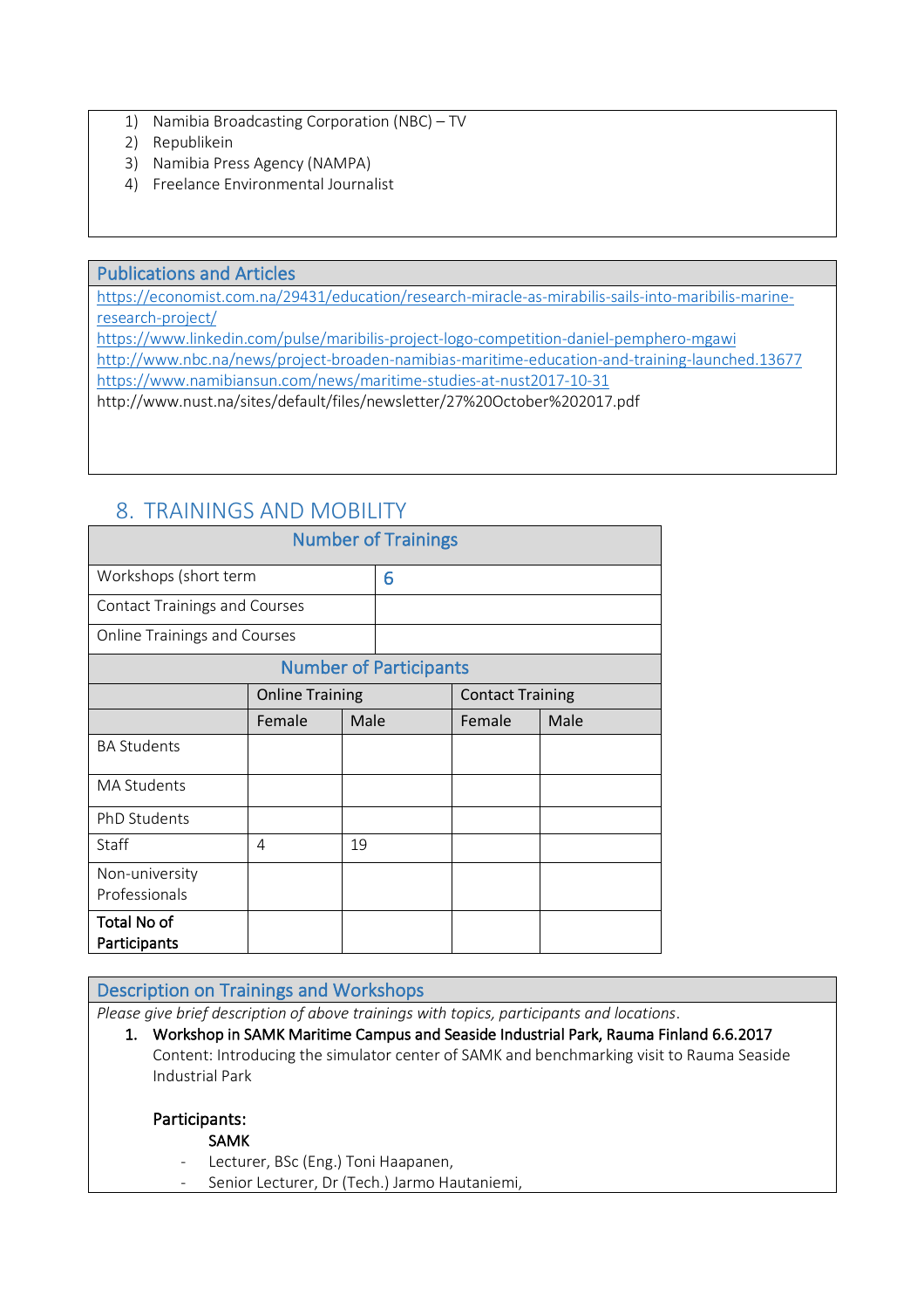1) Namibia Broadcasting Corporation (NBC) – TV
2) Republikein
3) Namibia Press Agency (NAMPA)
4) Freelance Environmental Journalist

### Publications and Articles

https://economist.com.na/29431/education/research-miracle-as-mirabilis-sails-into-maribilis-marine-research-project/
https://www.linkedin.com/pulse/maribilis-project-logo-competition-daniel-pemphero-mgawi
http://www.nbc.na/news/project-broaden-namibias-maritime-education-and-training-launched.13677
https://www.namibiansun.com/news/maritime-studies-at-nust2017-10-31
http://www.nust.na/sites/default/files/newsletter/27%20October%202017.pdf

## 8. TRAININGS AND MOBILITY

| Number of Trainings | |
|---|---|
| Workshops (short term | 6 |
| Contact Trainings and Courses | |
| Online Trainings and Courses | |

| Number of Participants | | | | |
|---|---|---|---|---|
| | Online Training | | Contact Training | |
| | Female | Male | Female | Male |
| BA Students | | | | |
| MA Students | | | | |
| PhD Students | | | | |
| Staff | 4 | 19 | | |
| Non-university Professionals | | | | |
| **Total No of Participants** | | | | |

### Description on Trainings and Workshops

*Please give brief description of above trainings with topics, participants and locations.*

1. **Workshop in SAMK Maritime Campus and Seaside Industrial Park, Rauma Finland 6.6.2017**
   Content: Introducing the simulator center of SAMK and benchmarking visit to Rauma Seaside Industrial Park

   **Participants:**

   **SAMK**
   - Lecturer, BSc (Eng.) Toni Haapanen,
   - Senior Lecturer, Dr (Tech.) Jarmo Hautaniemi,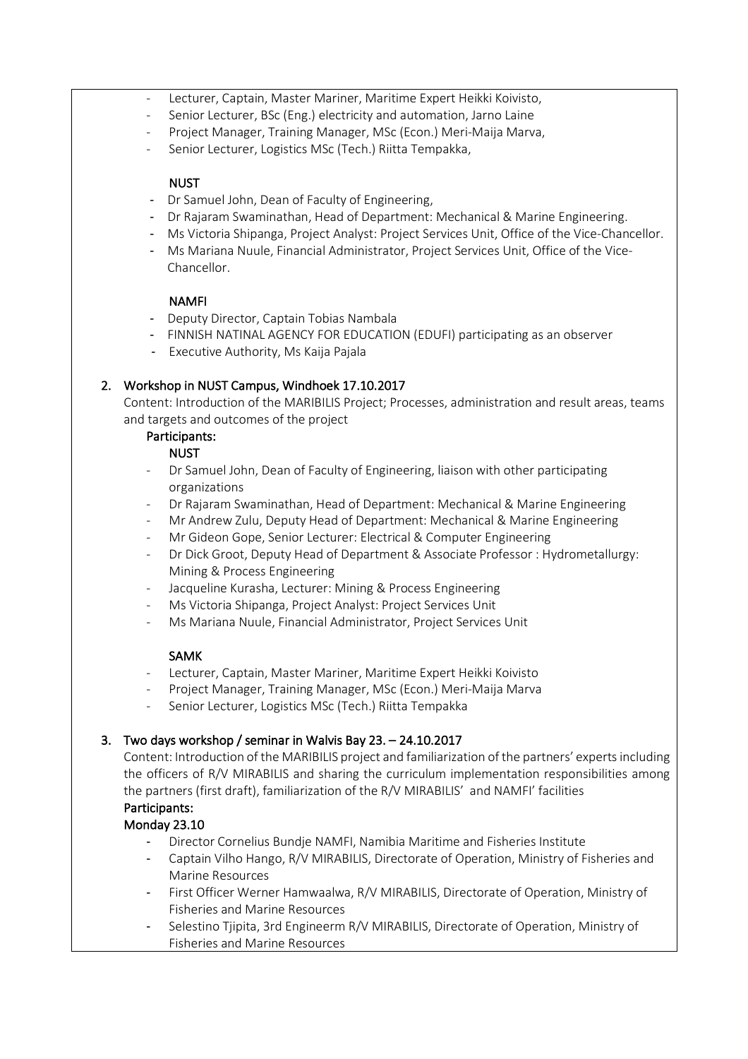- Lecturer, Captain, Master Mariner, Maritime Expert Heikki Koivisto,
- Senior Lecturer, BSc (Eng.) electricity and automation, Jarno Laine
- Project Manager, Training Manager, MSc (Econ.) Meri-Maija Marva,
- Senior Lecturer, Logistics MSc (Tech.) Riitta Tempakka,

**NUST**

- Dr Samuel John, Dean of Faculty of Engineering,
- Dr Rajaram Swaminathan, Head of Department: Mechanical & Marine Engineering.
- Ms Victoria Shipanga, Project Analyst: Project Services Unit, Office of the Vice-Chancellor.
- Ms Mariana Nuule, Financial Administrator, Project Services Unit, Office of the Vice-Chancellor.

**NAMFI**

- Deputy Director, Captain Tobias Nambala
- FINNISH NATINAL AGENCY FOR EDUCATION (EDUFI) participating as an observer
- Executive Authority, Ms Kaija Pajala

2. **Workshop in NUST Campus, Windhoek 17.10.2017**

Content: Introduction of the MARIBILIS Project; Processes, administration and result areas, teams and targets and outcomes of the project

**Participants:**

**NUST**

- Dr Samuel John, Dean of Faculty of Engineering, liaison with other participating organizations
- Dr Rajaram Swaminathan, Head of Department: Mechanical & Marine Engineering
- Mr Andrew Zulu, Deputy Head of Department: Mechanical & Marine Engineering
- Mr Gideon Gope, Senior Lecturer: Electrical & Computer Engineering
- Dr Dick Groot, Deputy Head of Department & Associate Professor : Hydrometallurgy: Mining & Process Engineering
- Jacqueline Kurasha, Lecturer: Mining & Process Engineering
- Ms Victoria Shipanga, Project Analyst: Project Services Unit
- Ms Mariana Nuule, Financial Administrator, Project Services Unit

**SAMK**

- Lecturer, Captain, Master Mariner, Maritime Expert Heikki Koivisto
- Project Manager, Training Manager, MSc (Econ.) Meri-Maija Marva
- Senior Lecturer, Logistics MSc (Tech.) Riitta Tempakka

3. **Two days workshop / seminar in Walvis Bay 23. – 24.10.2017**

Content: Introduction of the MARIBILIS project and familiarization of the partners' experts including the officers of R/V MIRABILIS and sharing the curriculum implementation responsibilities among the partners (first draft), familiarization of the R/V MIRABILIS' and NAMFI' facilities

**Participants:**

**Monday 23.10**

- Director Cornelius Bundje NAMFI, Namibia Maritime and Fisheries Institute
- Captain Vilho Hango, R/V MIRABILIS, Directorate of Operation, Ministry of Fisheries and Marine Resources
- First Officer Werner Hamwaalwa, R/V MIRABILIS, Directorate of Operation, Ministry of Fisheries and Marine Resources
- Selestino Tjipita, 3rd Engineerm R/V MIRABILIS, Directorate of Operation, Ministry of Fisheries and Marine Resources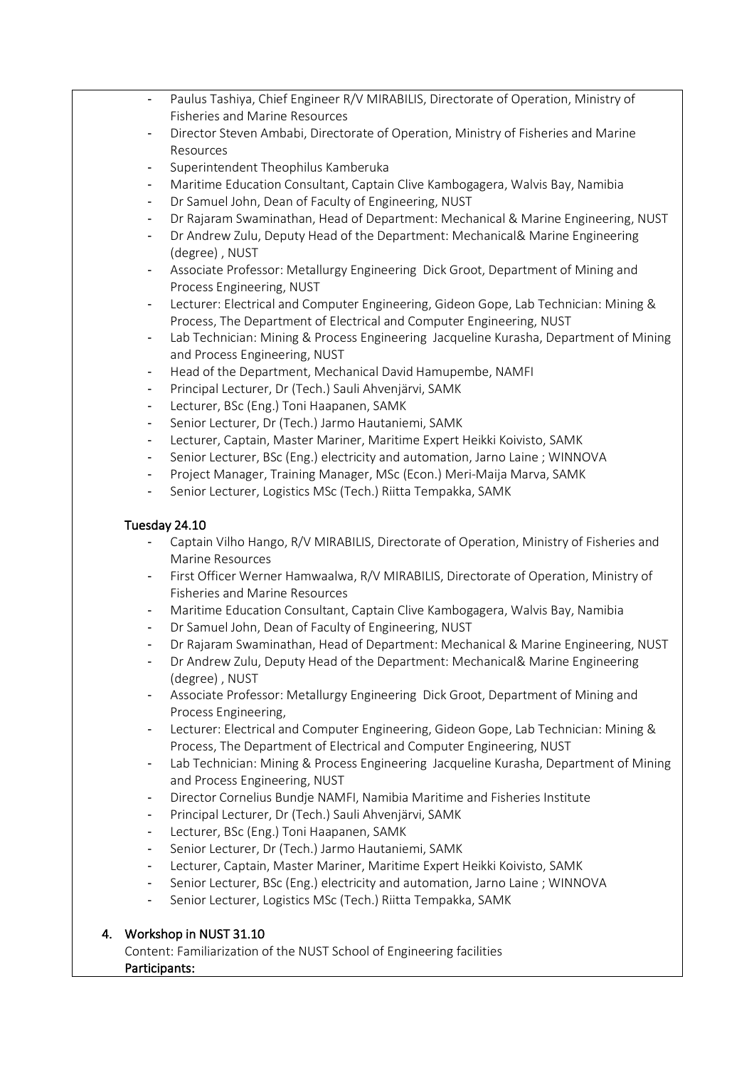- Paulus Tashiya, Chief Engineer R/V MIRABILIS, Directorate of Operation, Ministry of Fisheries and Marine Resources
- Director Steven Ambabi, Directorate of Operation, Ministry of Fisheries and Marine Resources
- Superintendent Theophilus Kamberuka
- Maritime Education Consultant, Captain Clive Kambogagera, Walvis Bay, Namibia
- Dr Samuel John, Dean of Faculty of Engineering, NUST
- Dr Rajaram Swaminathan, Head of Department: Mechanical & Marine Engineering, NUST
- Dr Andrew Zulu, Deputy Head of the Department: Mechanical& Marine Engineering (degree) , NUST
- Associate Professor: Metallurgy Engineering Dick Groot, Department of Mining and Process Engineering, NUST
- Lecturer: Electrical and Computer Engineering, Gideon Gope, Lab Technician: Mining & Process, The Department of Electrical and Computer Engineering, NUST
- Lab Technician: Mining & Process Engineering Jacqueline Kurasha, Department of Mining and Process Engineering, NUST
- Head of the Department, Mechanical David Hamupembe, NAMFI
- Principal Lecturer, Dr (Tech.) Sauli Ahvenjärvi, SAMK
- Lecturer, BSc (Eng.) Toni Haapanen, SAMK
- Senior Lecturer, Dr (Tech.) Jarmo Hautaniemi, SAMK
- Lecturer, Captain, Master Mariner, Maritime Expert Heikki Koivisto, SAMK
- Senior Lecturer, BSc (Eng.) electricity and automation, Jarno Laine ; WINNOVA
- Project Manager, Training Manager, MSc (Econ.) Meri-Maija Marva, SAMK
- Senior Lecturer, Logistics MSc (Tech.) Riitta Tempakka, SAMK

Tuesday 24.10

- Captain Vilho Hango, R/V MIRABILIS, Directorate of Operation, Ministry of Fisheries and Marine Resources
- First Officer Werner Hamwaalwa, R/V MIRABILIS, Directorate of Operation, Ministry of Fisheries and Marine Resources
- Maritime Education Consultant, Captain Clive Kambogagera, Walvis Bay, Namibia
- Dr Samuel John, Dean of Faculty of Engineering, NUST
- Dr Rajaram Swaminathan, Head of Department: Mechanical & Marine Engineering, NUST
- Dr Andrew Zulu, Deputy Head of the Department: Mechanical& Marine Engineering (degree) , NUST
- Associate Professor: Metallurgy Engineering Dick Groot, Department of Mining and Process Engineering,
- Lecturer: Electrical and Computer Engineering, Gideon Gope, Lab Technician: Mining & Process, The Department of Electrical and Computer Engineering, NUST
- Lab Technician: Mining & Process Engineering Jacqueline Kurasha, Department of Mining and Process Engineering, NUST
- Director Cornelius Bundje NAMFI, Namibia Maritime and Fisheries Institute
- Principal Lecturer, Dr (Tech.) Sauli Ahvenjärvi, SAMK
- Lecturer, BSc (Eng.) Toni Haapanen, SAMK
- Senior Lecturer, Dr (Tech.) Jarmo Hautaniemi, SAMK
- Lecturer, Captain, Master Mariner, Maritime Expert Heikki Koivisto, SAMK
- Senior Lecturer, BSc (Eng.) electricity and automation, Jarno Laine ; WINNOVA
- Senior Lecturer, Logistics MSc (Tech.) Riitta Tempakka, SAMK

4. Workshop in NUST 31.10

Content: Familiarization of the NUST School of Engineering facilities

**Participants:**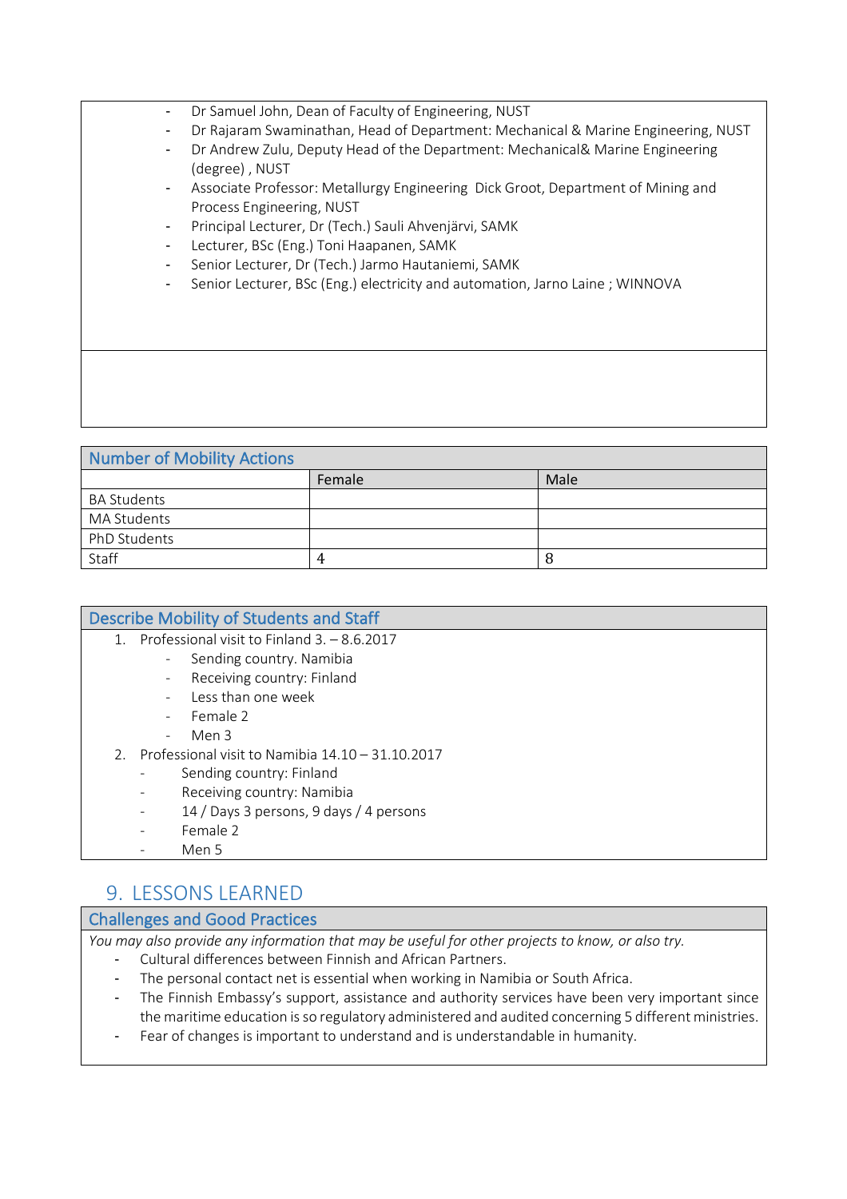- Dr Samuel John, Dean of Faculty of Engineering, NUST
- Dr Rajaram Swaminathan, Head of Department: Mechanical & Marine Engineering, NUST
- Dr Andrew Zulu, Deputy Head of the Department: Mechanical& Marine Engineering (degree) , NUST
- Associate Professor: Metallurgy Engineering Dick Groot, Department of Mining and Process Engineering, NUST
- Principal Lecturer, Dr (Tech.) Sauli Ahvenjärvi, SAMK
- Lecturer, BSc (Eng.) Toni Haapanen, SAMK
- Senior Lecturer, Dr (Tech.) Jarmo Hautaniemi, SAMK
- Senior Lecturer, BSc (Eng.) electricity and automation, Jarno Laine ; WINNOVA

| Number of Mobility Actions | | |
|---|---|---|
| | Female | Male |
| BA Students | | |
| MA Students | | |
| PhD Students | | |
| Staff | 4 | 8 |

| Describe Mobility of Students and Staff |
|---|

1. Professional visit to Finland 3. – 8.6.2017
   - Sending country. Namibia
   - Receiving country: Finland
   - Less than one week
   - Female 2
   - Men 3
2. Professional visit to Namibia 14.10 – 31.10.2017
   - Sending country: Finland
   - Receiving country: Namibia
   - 14 / Days 3 persons, 9 days / 4 persons
   - Female 2
   - Men 5

## 9. LESSONS LEARNED

### Challenges and Good Practices

*You may also provide any information that may be useful for other projects to know, or also try.*

- Cultural differences between Finnish and African Partners.
- The personal contact net is essential when working in Namibia or South Africa.
- The Finnish Embassy's support, assistance and authority services have been very important since the maritime education is so regulatory administered and audited concerning 5 different ministries.
- Fear of changes is important to understand and is understandable in humanity.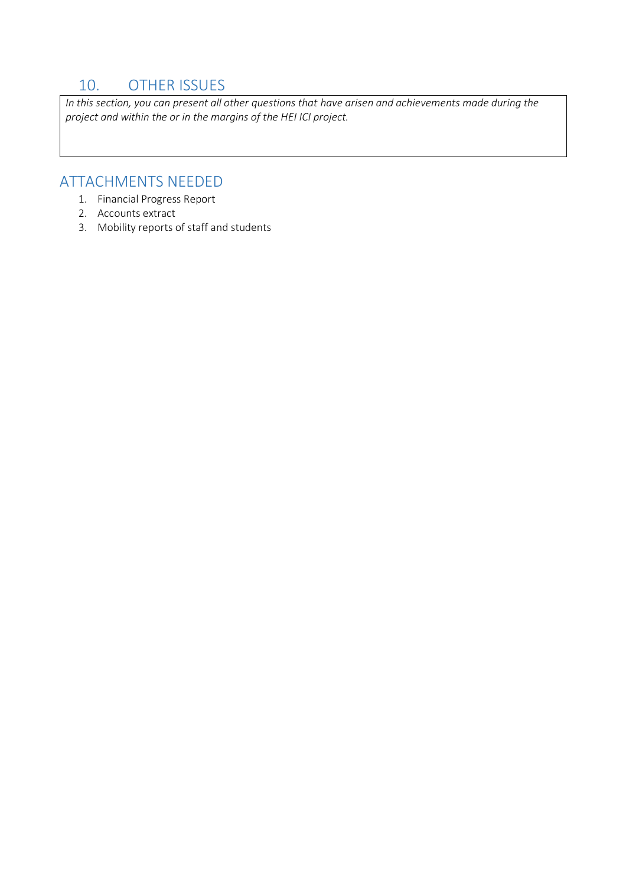## 10. OTHER ISSUES

*In this section, you can present all other questions that have arisen and achievements made during the project and within the or in the margins of the HEI ICI project.*

## ATTACHMENTS NEEDED

1. Financial Progress Report
2. Accounts extract
3. Mobility reports of staff and students